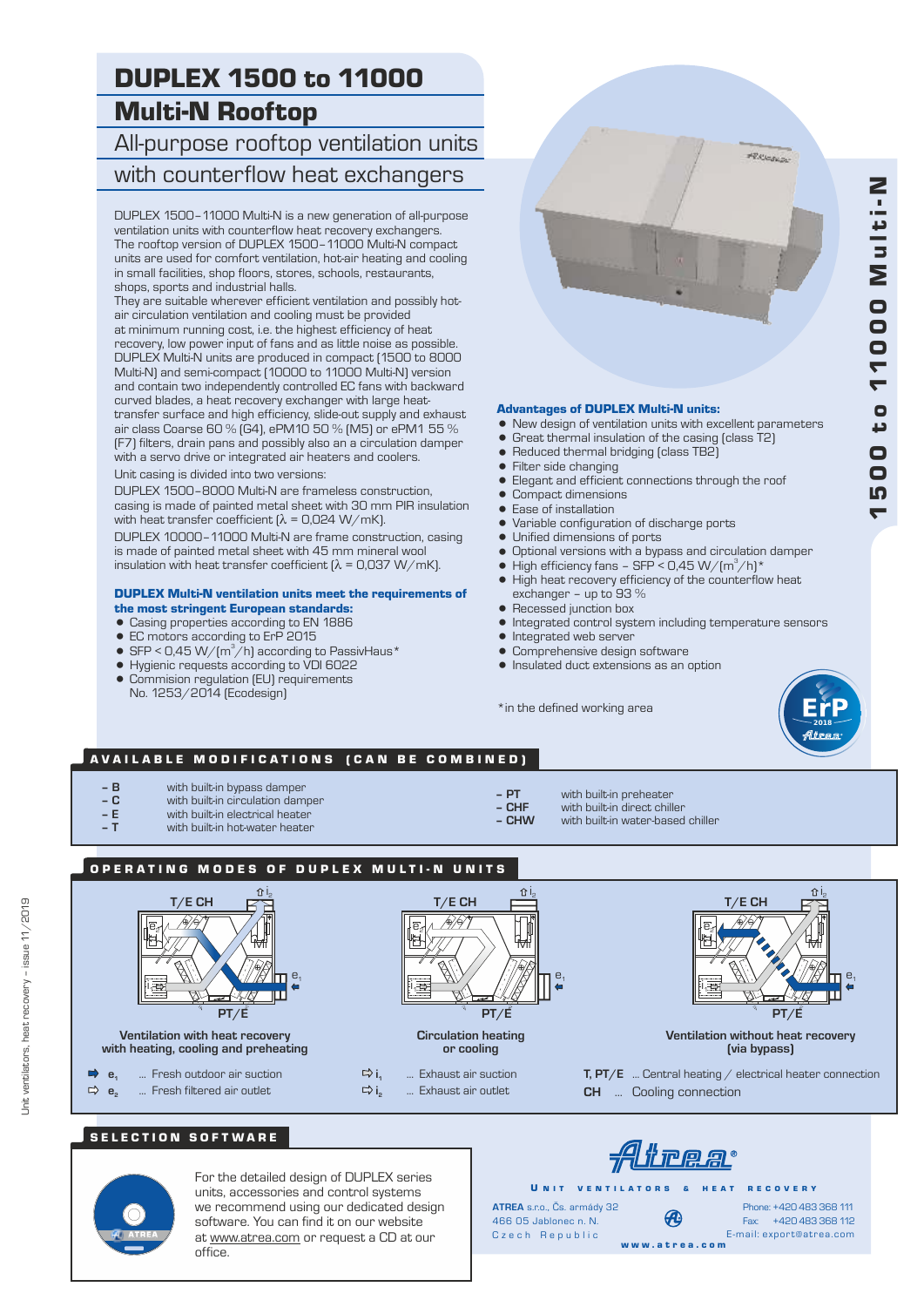# DUPLEX 1500 to 11000 Multi-N Rooftop

## All-purpose rooftop ventilation units with counterflow heat exchangers

DUPLEX 1500–11000 Multi-N is a new generation of all-purpose ventilation units with counterflow heat recovery exchangers. The rooftop version of DUPLEX 1500–11000 Multi-N compact units are used for comfort ventilation, hot-air heating and cooling in small facilities, shop floors, stores, schools, restaurants, shops, sports and industrial halls.

They are suitable wherever efficient ventilation and possibly hot-air circulation ventilation and cooling must be provided at minimum running cost, i.e. the highest efficiency of heat recovery, low power input of fans and as little noise as possible. DUPLEX Multi-N units are produced in compact (1500 to 8000 Multi-N) and semi-compact (10000 to 11000 Multi-N) version and contain two independently controlled EC fans with backward curved blades, a heat recovery exchanger with large heat-transfer surface and high efficiency, slide-out supply and exhaust air class Coarse 60 % (G4), ePM10 50 % (M5) or ePM1 55 % (F7) filters, drain pans and possibly also an a circulation damper with a servo drive or integrated air heaters and coolers.

Unit casing is divided into two versions:

DUPLEX 1500–8000 Multi-N are frameless construction, casing is made of painted metal sheet with 30 mm PIR insulation with heat transfer coefficient (λ = 0,024 W/mK).

DUPLEX 10000–11000 Multi-N are frame construction, casing is made of painted metal sheet with 45 mm mineral wool insulation with heat transfer coefficient (λ = 0,037 W/mK).

**DUPLEX Multi-N ventilation units meet the requirements of the most stringent European standards:**

- Casing properties according to EN 1886
- EC motors according to ErP 2015
- SFP < 0,45 W/(m³/h) according to PassivHaus*
- Hygienic requests according to VDI 6022
- Commision regulation (EU) requirements No. 1253/2014 (Ecodesign)

**Advantages of DUPLEX Multi-N units:**

- New design of ventilation units with excellent parameters
- Great thermal insulation of the casing (class T2)
- Reduced thermal bridging (class TB2)
- Filter side changing
- Elegant and efficient connections through the roof
- Compact dimensions
- Ease of installation
- Variable configuration of discharge ports
- Unified dimensions of ports
- Optional versions with a bypass and circulation damper
- High efficiency fans – SFP < 0,45 W/(m³/h)*
- High heat recovery efficiency of the counterflow heat exchanger – up to 93 %
- Recessed junction box
- Integrated control system including temperature sensors
- Integrated web server
- Comprehensive design software
- Insulated duct extensions as an option

*in the defined working area

## AVAILABLE MODIFICATIONS (CAN BE COMBINED)

| | |
|---|---|
| – B | with built-in bypass damper |
| – C | with built-in circulation damper |
| – E | with built-in electrical heater |
| – T | with built-in hot-water heater |
| – PT | with built-in preheater |
| – CHF | with built-in direct chiller |
| – CHW | with built-in water-based chiller |

## OPERATING MODES OF DUPLEX MULTI-N UNITS

Ventilation with heat recovery with heating, cooling and preheating

Circulation heating or cooling

Ventilation without heat recovery (via bypass)

- $e_1$ ... Fresh outdoor air suction
- $e_2$ ... Fresh filtered air outlet
- $i_1$ ... Exhaust air suction
- $i_2$ ... Exhaust air outlet
- T, PT/E ... Central heating / electrical heater connection
- CH ... Cooling connection

## SELECTION SOFTWARE

For the detailed design of DUPLEX series units, accessories and control systems we recommend using our dedicated design software. You can find it on our website at www.atrea.com or request a CD at our office.

Atrea®

UNIT VENTILATORS & HEAT RECOVERY

ATREA s.r.o., Čs. armády 32
466 05 Jablonec n. N.
Czech Republic

Phone: +420 483 368 111
Fax: +420 483 368 112
E-mail: export@atrea.com

www.atrea.com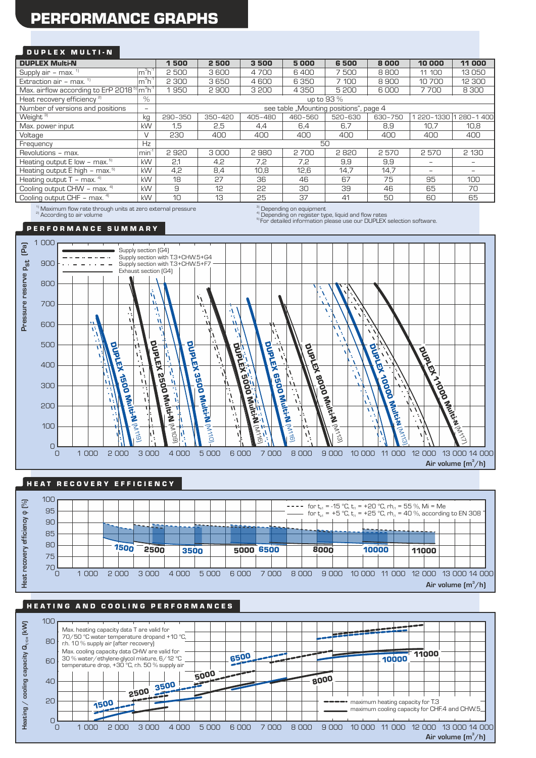# PERFORMANCE GRAPHS

## DUPLEX MULTI-N

| DUPLEX Multi-N | | 1 500 | 2 500 | 3 500 | 5 000 | 6 500 | 8 000 | 10 000 | 11 000 |
|---|---|---|---|---|---|---|---|---|---|
| Supply air – max. [1] | $m^3h^{-1}$ | 2 500 | 3 600 | 4 700 | 6 400 | 7 500 | 8 800 | 11 100 | 13 050 |
| Extraction air – max. [1] | $m^3h^{-1}$ | 2 300 | 3 650 | 4 600 | 6 350 | 7 100 | 8 900 | 10 700 | 12 300 |
| Max. airflow according to ErP 2018 [5] | $m^3h^{-1}$ | 1 950 | 2 900 | 3 200 | 4 350 | 5 200 | 6 000 | 7 700 | 8 300 |
| Heat recovery efficiency [2] | % | up to 93 % | | | | | | | |
| Number of versions and positions | – | see table „Mounting positions", page 4 | | | | | | | |
| Weight [3] | kg | 290–350 | 350–420 | 405–480 | 460–560 | 520–630 | 630–750 | 1 220–1330 | 1 280–1 400 |
| Max. power input | kW | 1,5 | 2,5 | 4,4 | 6,4 | 6,7 | 8,9 | 10,7 | 10,8 |
| Voltage | V | 230 | 400 | 400 | 400 | 400 | 400 | 400 | 400 |
| Frequency | Hz | 50 | | | | | | | |
| Revolutions – max. | $min^{-1}$ | 2 920 | 3 000 | 2 980 | 2 700 | 2 820 | 2 570 | 2 570 | 2 130 |
| Heating output E low – max. [5] | kW | 2,1 | 4,2 | 7,2 | 7,2 | 9,9 | 9,9 | – | – |
| Heating output E high – max. [5] | kW | 4,2 | 8,4 | 10,8 | 12,6 | 14,7 | 14,7 | – | – |
| Heating output T – max. [4] | kW | 18 | 27 | 36 | 46 | 67 | 75 | 95 | 100 |
| Cooling output CHW – max. [4] | kW | 9 | 12 | 22 | 30 | 39 | 46 | 65 | 70 |
| Cooling output CHF – max. [4] | kW | 10 | 13 | 25 | 37 | 41 | 50 | 60 | 65 |

[1] Maximum flow rate through units at zero external pressure
[2] According to air volume
[3] Depending on equipment
[4] Depending on register type, liquid and flow rates
[5] For detailed information please use our DUPLEX selection software.

## PERFORMANCE SUMMARY

Pressure reserve $p_{st}$ (Pa) vs. Air volume ($m^3/h$)

Legend: Supply section (G4); Supply section with T.3+CHW.5+G4; Supply section with T.3+CHW.5+F7; Exhaust section (G4)

Curves: DUPLEX 1500 Multi-N (M119), DUPLEX 2500 Multi-N (M109), DUPLEX 3500 Multi-N (M110), DUPLEX 5000 Multi-N (M116), DUPLEX 6500 Multi-N (M118), DUPLEX 8000 Multi-N (M113), DUPLEX 10000 Multi-N (M113), DUPLEX 11000 Multi-N (M117)

## HEAT RECOVERY EFFICIENCY

Heat recovery efficiency φ (%) vs. Air volume ($m^3/h$)

Legend: for $t_{e1}$ = -15 °C, $t_{i1}$ = +20 °C, $rh_{i1}$ = 55 %, Mi = Me; for $t_{e1}$ = +5 °C, $t_{i1}$ = +25 °C, $rh_{i1}$ = 40 %, according to EN 308

Units: 1500, 2500, 3500, 5000, 6500, 8000, 10000, 11000

## HEATING AND COOLING PERFORMANCES

Heating / cooling capacity $Q_{T/CH}$ (kW) vs. Air volume ($m^3/h$)

Max. heating capacity data T are valid for 70/50 °C water temperature dropand +10 °C, r.h. 10 % supply air (after recovery)

Max. cooling capacity data CHW are valid for 30 % water/ethylene-glycol mixture, 6/12 °C temperature drop, +30 °C, r.h. 50 % supply air

Legend: maximum heating capacity for T.3; maximum cooling capacity for CHF.4 and CHW.5

Units: 1500, 2500, 3500, 5000, 6500, 8000, 10000, 11000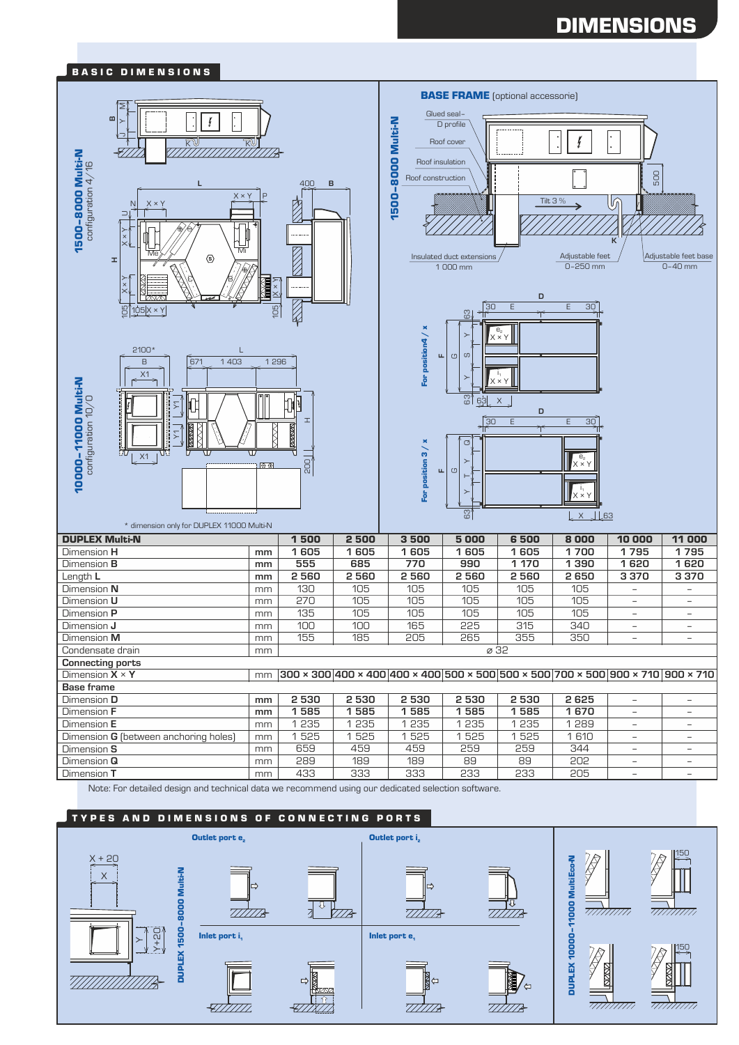# DIMENSIONS

## BASIC DIMENSIONS

**1500–8000 Multi-N** configuration 4/16

**10000–11000 Multi-N** configuration 10/0

\* dimension only for DUPLEX 11000 Multi-N

**BASE FRAME** (optional accessorie)

Glued seal – D profile, Roof cover, Roof insulation, Roof construction, Insulated duct extensions 1 000 mm, Adjustable feet 0–250 mm, Adjustable feet base 0–40 mm, Tilt 3 %

For position 4 / x

For position 3 / x

| DUPLEX Multi-N | | 1 500 | 2 500 | 3 500 | 5 000 | 6 500 | 8 000 | 10 000 | 11 000 |
|---|---|---|---|---|---|---|---|---|---|
| Dimension **H** | **mm** | 1 605 | 1 605 | 1 605 | 1 605 | 1 605 | 1 700 | 1 795 | 1 795 |
| Dimension **B** | **mm** | 555 | 685 | 770 | 990 | 1 170 | 1 390 | 1 620 | 1 620 |
| Length **L** | **mm** | 2 560 | 2 560 | 2 560 | 2 560 | 2 560 | 2 650 | 3 370 | 3 370 |
| Dimension **N** | mm | 130 | 105 | 105 | 105 | 105 | 105 | – | – |
| Dimension **U** | mm | 270 | 105 | 105 | 105 | 105 | 105 | – | – |
| Dimension **P** | mm | 135 | 105 | 105 | 105 | 105 | 105 | – | – |
| Dimension **J** | mm | 100 | 100 | 165 | 225 | 315 | 340 | – | – |
| Dimension **M** | mm | 155 | 185 | 205 | 265 | 355 | 350 | – | – |
| Condensate drain | mm | ⌀ 32 | | | | | | | |
| **Connecting ports** | | | | | | | | | |
| Dimension **X × Y** | mm | 300 × 300 | 400 × 400 | 400 × 400 | 500 × 500 | 500 × 500 | 700 × 500 | 900 × 710 | 900 × 710 |
| **Base frame** | | | | | | | | | |
| Dimension **D** | **mm** | 2 530 | 2 530 | 2 530 | 2 530 | 2 530 | 2 625 | – | – |
| Dimension **F** | **mm** | 1 585 | 1 585 | 1 585 | 1 585 | 1 585 | 1 670 | – | – |
| Dimension **E** | mm | 1 235 | 1 235 | 1 235 | 1 235 | 1 235 | 1 289 | – | – |
| Dimension **G** (between anchoring holes) | mm | 1 525 | 1 525 | 1 525 | 1 525 | 1 525 | 1 610 | – | – |
| Dimension **S** | mm | 659 | 459 | 459 | 259 | 259 | 344 | – | – |
| Dimension **Q** | mm | 289 | 189 | 189 | 89 | 89 | 202 | – | – |
| Dimension **T** | mm | 433 | 333 | 333 | 233 | 233 | 205 | – | – |

Note: For detailed design and technical data we recommend using our dedicated selection software.

## TYPES AND DIMENSIONS OF CONNECTING PORTS

**DUPLEX 1500–8000 Multi-N**

**Outlet port $e_2$** | **Outlet port $i_2$** | **Inlet port $i_1$** | **Inlet port $e_1$**

**DUPLEX 10000–11000 MultiEco-N**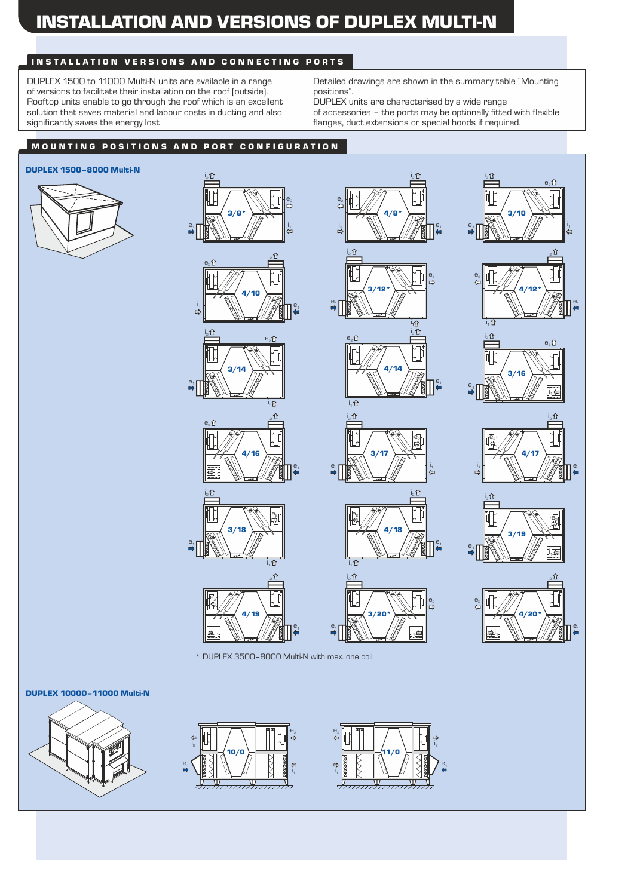# INSTALLATION AND VERSIONS OF DUPLEX MULTI-N

## INSTALLATION VERSIONS AND CONNECTING PORTS

DUPLEX 1500 to 11000 Multi-N units are available in a range of versions to facilitate their installation on the roof (outside). Rooftop units enable to go through the roof which is an excellent solution that saves material and labour costs in ducting and also significantly saves the energy lost

Detailed drawings are shown in the summary table "Mounting positions". DUPLEX units are characterised by a wide range of accessories – the ports may be optionally fitted with flexible flanges, duct extensions or special hoods if required.

## MOUNTING POSITIONS AND PORT CONFIGURATION

### DUPLEX 1500–8000 Multi-N

3/8*, 4/8*, 3/10, 4/10, 3/12*, 4/12*, 3/14, 4/14, 3/16, 4/16, 3/17, 4/17, 3/18, 4/18, 3/19, 4/19, 3/20*, 4/20*

* DUPLEX 3500–8000 Multi-N with max. one coil

### DUPLEX 10000–11000 Multi-N

10/0, 11/0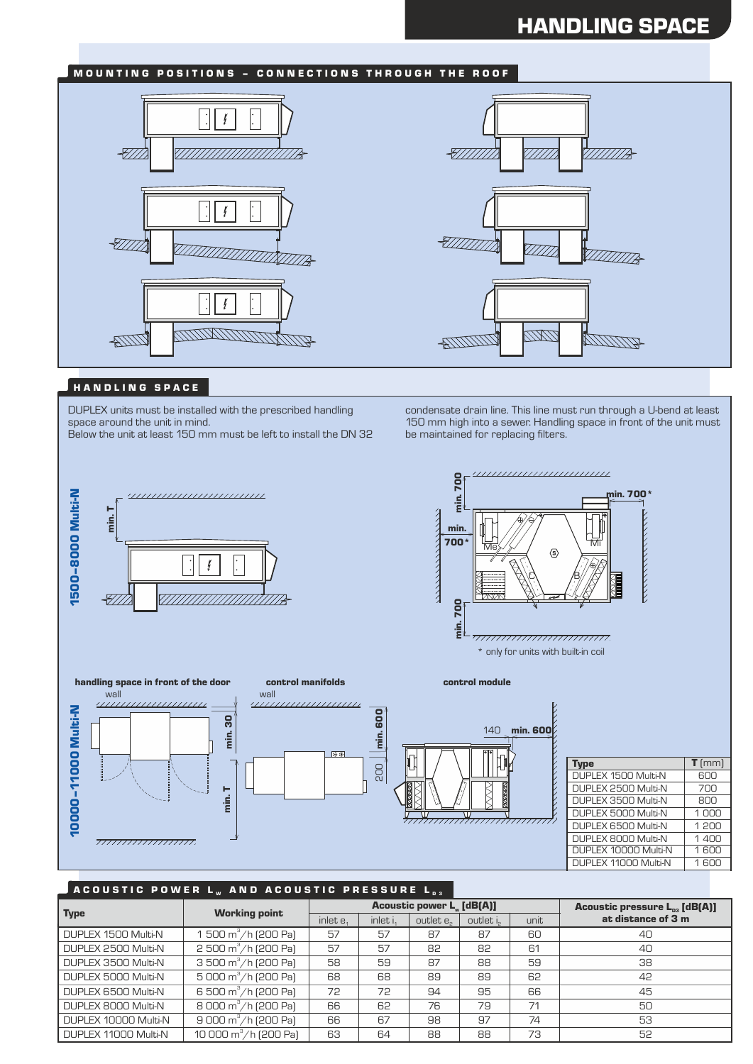# HANDLING SPACE

## MOUNTING POSITIONS – CONNECTIONS THROUGH THE ROOF

## HANDLING SPACE

DUPLEX units must be installed with the prescribed handling space around the unit in mind.
Below the unit at least 150 mm must be left to install the DN 32 condensate drain line. This line must run through a U-bend at least 150 mm high into a sewer. Handling space in front of the unit must be maintained for replacing filters.

**1500–8000 Multi-N**

min. T

min. 700

min. 700*

min. 700*

min. 700

\* only for units with built-in coil

**10000–11000 Multi-N**

**handling space in front of the door**

wall

min. 30

min. T

**control manifolds**

wall

min. 600

200

**control module**

140 **min. 600**

| Type | T (mm) |
|---|---|
| DUPLEX 1500 Multi-N | 600 |
| DUPLEX 2500 Multi-N | 700 |
| DUPLEX 3500 Multi-N | 800 |
| DUPLEX 5000 Multi-N | 1 000 |
| DUPLEX 6500 Multi-N | 1 200 |
| DUPLEX 8000 Multi-N | 1 400 |
| DUPLEX 10000 Multi-N | 1 600 |
| DUPLEX 11000 Multi-N | 1 600 |

## ACOUSTIC POWER $L_W$ AND ACOUSTIC PRESSURE $L_{p3}$

| Type | Working point | Acoustic power $L_w$ [dB(A)] | | | | | Acoustic pressure $L_{p3}$ [dB(A)] at distance of 3 m |
|---|---|---|---|---|---|---|---|
| | | inlet $e_1$ | inlet $i_1$ | outlet $e_2$ | outlet $i_2$ | unit | |
| DUPLEX 1500 Multi-N | 1 500 m³/h (200 Pa) | 57 | 57 | 87 | 87 | 60 | 40 |
| DUPLEX 2500 Multi-N | 2 500 m³/h (200 Pa) | 57 | 57 | 82 | 82 | 61 | 40 |
| DUPLEX 3500 Multi-N | 3 500 m³/h (200 Pa) | 58 | 59 | 87 | 88 | 59 | 38 |
| DUPLEX 5000 Multi-N | 5 000 m³/h (200 Pa) | 68 | 68 | 89 | 89 | 62 | 42 |
| DUPLEX 6500 Multi-N | 6 500 m³/h (200 Pa) | 72 | 72 | 94 | 95 | 66 | 45 |
| DUPLEX 8000 Multi-N | 8 000 m³/h (200 Pa) | 66 | 62 | 76 | 79 | 71 | 50 |
| DUPLEX 10000 Multi-N | 9 000 m³/h (200 Pa) | 66 | 67 | 98 | 97 | 74 | 53 |
| DUPLEX 11000 Multi-N | 10 000 m³/h (200 Pa) | 63 | 64 | 88 | 88 | 73 | 52 |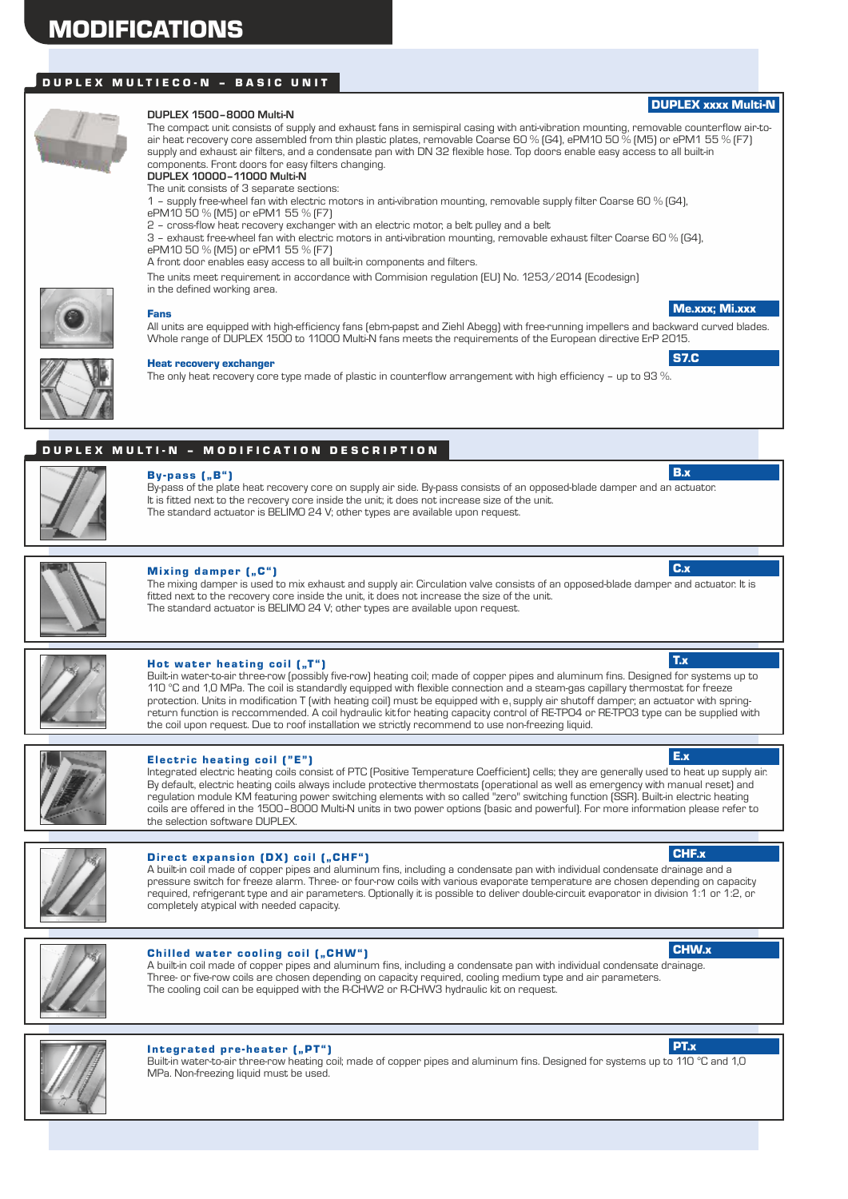# MODIFICATIONS

## DUPLEX MULTIECO-N – BASIC UNIT

**DUPLEX xxxx Multi-N**

**DUPLEX 1500–8000 Multi-N**

The compact unit consists of supply and exhaust fans in semispiral casing with anti-vibration mounting, removable counterflow air-to-air heat recovery core assembled from thin plastic plates, removable Coarse 60 % (G4), ePM10 50 % (M5) or ePM1 55 % (F7) supply and exhaust air filters, and a condensate pan with DN 32 flexible hose. Top doors enable easy access to all built-in components. Front doors for easy filters changing.

**DUPLEX 10000–11000 Multi-N**

The unit consists of 3 separate sections:

1 – supply free-wheel fan with electric motors in anti-vibration mounting, removable supply filter Coarse 60 % (G4), ePM10 50 % (M5) or ePM1 55 % (F7)

2 – cross-flow heat recovery exchanger with an electric motor, a belt pulley and a belt

3 – exhaust free-wheel fan with electric motors in anti-vibration mounting, removable exhaust filter Coarse 60 % (G4), ePM10 50 % (M5) or ePM1 55 % (F7)

A front door enables easy access to all built-in components and filters.

The units meet requirement in accordance with Commision regulation (EU) No. 1253/2014 (Ecodesign) in the defined working area.

### Fans

**Me.xxx; Mi.xxx**

All units are equipped with high-efficiency fans (ebm-papst and Ziehl Abegg) with free-running impellers and backward curved blades. Whole range of DUPLEX 1500 to 11000 Multi-N fans meets the requirements of the European directive ErP 2015.

### Heat recovery exchanger

**S7.C**

The only heat recovery core type made of plastic in counterflow arrangement with high efficiency – up to 93 %.

## DUPLEX MULTI-N – MODIFICATION DESCRIPTION

### By-pass („B“)

**B.x**

By-pass of the plate heat recovery core on supply air side. By-pass consists of an opposed-blade damper and an actuator. It is fitted next to the recovery core inside the unit, it does not increase size of the unit.
The standard actuator is BELIMO 24 V; other types are available upon request.

### Mixing damper („C“)

**C.x**

The mixing damper is used to mix exhaust and supply air. Circulation valve consists of an opposed-blade damper and actuator. It is fitted next to the recovery core inside the unit, it does not increase the size of the unit.
The standard actuator is BELIMO 24 V; other types are available upon request.

### Hot water heating coil („T“)

**T.x**

Built-in water-to-air three-row (possibly five-row) heating coil; made of copper pipes and aluminum fins. Designed for systems up to 110 °C and 1,0 MPa. The coil is standardly equipped with flexible connection and a steam-gas capillary thermostat for freeze protection. Units in modification T (with heating coil) must be equipped with e, supply air shutoff damper, an actuator with spring-return function is reccommended. A coil hydraulic kit for heating capacity control of RE-TPO4 or RE-TPO3 type can be supplied with the coil upon request. Due to roof installation we strictly recommend to use non-freezing liquid.

### Electric heating coil ("E")

**E.x**

Integrated electric heating coils consist of PTC (Positive Temperature Coefficient) cells; they are generally used to heat up supply air. By default, electric heating coils always include protective thermostats (operational as well as emergency with manual reset) and regulation module KM featuring power switching elements with so called "zero" switching function (SSR). Built-in electric heating coils are offered in the 1500–8000 Multi-N units in two power options (basic and powerful). For more information please refer to the selection software DUPLEX.

### Direct expansion (DX) coil („CHF“)

**CHF.x**

A built-in coil made of copper pipes and aluminum fins, including a condensate pan with individual condensate drainage and a pressure switch for freeze alarm. Three- or four-row coils with various evaporative temperature are chosen depending on capacity required, refrigerant type and air parameters. Optionally it is possible to deliver double-circuit evaporator in division 1:1 or 1:2, or completely atypical with needed capacity.

### Chilled water cooling coil („CHW“)

**CHW.x**

A built-in coil made of copper pipes and aluminum fins, including a condensate pan with individual condensate drainage.
Three- or five-row coils are chosen depending on capacity required, cooling medium type and air parameters.
The cooling coil can be equipped with the R-CHW2 or R-CHW3 hydraulic kit on request.

### Integrated pre-heater („PT“)

**PT.x**

Built-in water-to-air three-row heating coil; made of copper pipes and aluminum fins. Designed for systems up to 110 °C and 1,0 MPa. Non-freezing liquid must be used.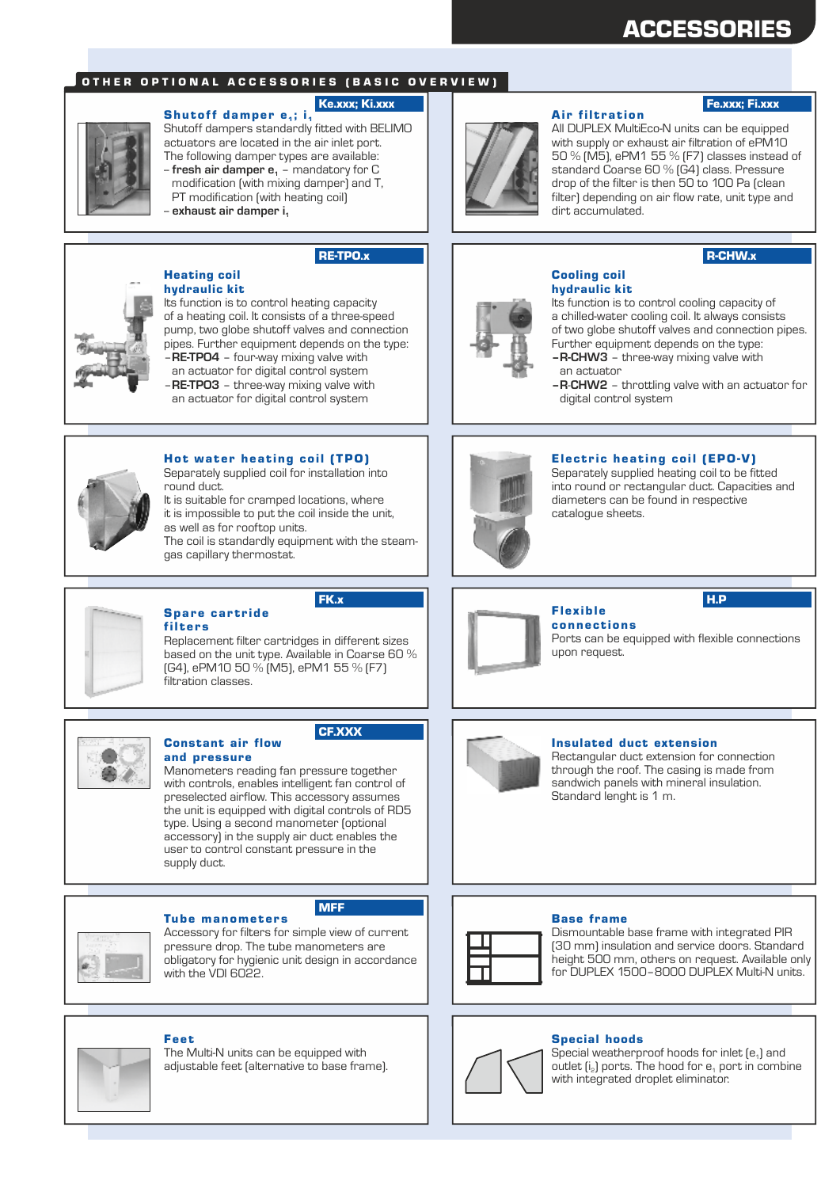# ACCESSORIES

## OTHER OPTIONAL ACCESSORIES (BASIC OVERVIEW)

### Shutoff damper $e_1$; $i_1$

Ke.xxx; Ki.xxx

Shutoff dampers standardly fitted with BELIMO actuators are located in the air inlet port. The following damper types are available:

- **fresh air damper $e_1$** – mandatory for C modification (with mixing damper) and T, PT modification (with heating coil)
- **exhaust air damper $i_1$**

### Air filtration

Fe.xxx; Fi.xxx

All DUPLEX MultiEco-N units can be equipped with supply or exhaust air filtration of ePM10 50 % (M5), ePM1 55 % (F7) classes instead of standard Coarse 60 % (G4) class. Pressure drop of the filter is then 50 to 100 Pa (clean filter) depending on air flow rate, unit type and dirt accumulated.

### Heating coil hydraulic kit

RE-TPO.x

Its function is to control heating capacity of a heating coil. It consists of a three-speed pump, two globe shutoff valves and connection pipes. Further equipment depends on the type:

- **RE-TPO4** – four-way mixing valve with an actuator for digital control system
- **RE-TPO3** – three-way mixing valve with an actuator for digital control system

### Cooling coil hydraulic kit

R-CHW.x

Its function is to control cooling capacity of a chilled-water cooling coil. It always consists of two globe shutoff valves and connection pipes. Further equipment depends on the type:

- **R-CHW3** – three-way mixing valve with an actuator
- **R-CHW2** – throttling valve with an actuator for digital control system

### Hot water heating coil (TPO)

Separately supplied coil for installation into round duct.

It is suitable for cramped locations, where it is impossible to put the coil inside the unit, as well as for rooftop units.

The coil is standardly equipment with the steam-gas capillary thermostat.

### Electric heating coil (EPO-V)

Separately supplied heating coil to be fitted into round or rectangular duct. Capacities and diameters can be found in respective catalogue sheets.

### Spare cartride filters

FK.x

Replacement filter cartridges in different sizes based on the unit type. Available in Coarse 60 % (G4), ePM10 50 % (M5), ePM1 55 % (F7) filtration classes.

### Flexible connections

H.P

Ports can be equipped with flexible connections upon request.

### Constant air flow and pressure

CF.XXX

Manometers reading fan pressure together with controls, enables intelligent fan control of preselected airflow. This accessory assumes the unit is equipped with digital controls of RD5 type. Using a second manometer (optional accessory) in the supply air duct enables the user to control constant pressure in the supply duct.

### Insulated duct extension

Rectangular duct extension for connection through the roof. The casing is made from sandwich panels with mineral insulation. Standard lenght is 1 m.

### Tube manometers

MFF

Accessory for filters for simple view of current pressure drop. The tube manometers are obligatory for hygienic unit design in accordance with the VDI 6022.

### Base frame

Dismountable base frame with integrated PIR (30 mm) insulation and service doors. Standard height 500 mm, others on request. Available only for DUPLEX 1500–8000 DUPLEX Multi-N units.

### Feet

The Multi-N units can be equipped with adjustable feet (alternative to base frame).

### Special hoods

Special weatherproof hoods for inlet ($e_1$) and outlet ($i_2$) ports. The hood for $e_1$ port in combine with integrated droplet eliminator.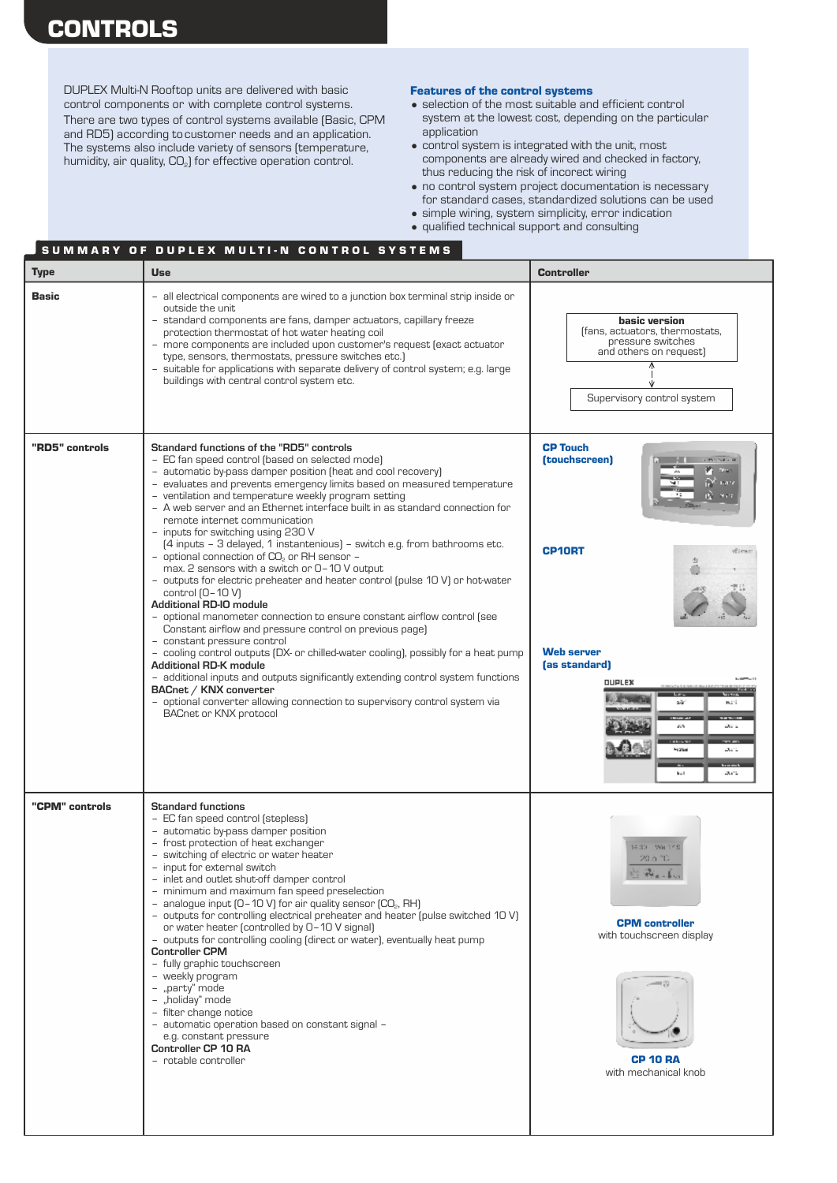# CONTROLS

DUPLEX Multi-N Rooftop units are delivered with basic control components or with complete control systems. There are two types of control systems available (Basic, CPM and RD5) according to customer needs and an application. The systems also include variety of sensors (temperature, humidity, air quality, $CO_2$) for effective operation control.

**Features of the control systems**

- selection of the most suitable and efficient control system at the lowest cost, depending on the particular application
- control system is integrated with the unit, most components are already wired and checked in factory, thus reducing the risk of incorect wiring
- no control system project documentation is necessary for standard cases, standardized solutions can be used
- simple wiring, system simplicity, error indication
- qualified technical support and consulting

## SUMMARY OF DUPLEX MULTI-N CONTROL SYSTEMS

| Type | Use | Controller |
|---|---|---|
| **Basic** | – all electrical components are wired to a junction box terminal strip inside or outside the unit<br>– standard components are fans, damper actuators, capillary freeze protection thermostat of hot water heating coil<br>– more components are included upon customer's request (exact actuator type, sensors, thermostats, pressure switches etc.)<br>– suitable for applications with separate delivery of control system; e.g. large buildings with central control system etc. | **basic version** (fans, actuators, thermostats, pressure switches and others on request) ↕ Supervisory control system |
| **"RD5" controls** | **Standard functions of the "RD5" controls**<br>– EC fan speed control (based on selected mode)<br>– automatic by-pass damper position (heat and cool recovery)<br>– evaluates and prevents emergency limits based on measured temperature<br>– ventilation and temperature weekly program setting<br>– A web server and an Ethernet interface built in as standard connection for remote internet communication<br>– inputs for switching using 230 V (4 inputs – 3 delayed, 1 instantenious) – switch e.g. from bathrooms etc.<br>– optional connection of $CO_2$ or RH sensor – max. 2 sensors with a switch or 0–10 V output<br>– outputs for electric preheater and heater control (pulse 10 V) or hot-water control (0–10 V)<br>**Additional RD-IO module**<br>– optional manometer connection to ensure constant airflow control (see Constant airflow and pressure control on previous page)<br>– constant pressure control<br>– cooling control outputs (DX- or chilled-water cooling), possibly for a heat pump<br>**Additional RD-K module**<br>– additional inputs and outputs significantly extending control system functions<br>**BACnet / KNX converter**<br>– optional converter allowing connection to supervisory control system via BACnet or KNX protocol | **CP Touch (touchscreen)**<br>**CP10RT**<br>**Web server (as standard)** |
| **"CPM" controls** | **Standard functions**<br>– EC fan speed control (stepless)<br>– automatic by-pass damper position<br>– frost protection of heat exchanger<br>– switching of electric or water heater<br>– input for external switch<br>– inlet and outlet shut-off damper control<br>– minimum and maximum fan speed preselection<br>– analogue input (0–10 V) for air quality sensor ($CO_2$, RH)<br>– outputs for controlling electrical preheater and heater (pulse switched 10 V) or water heater (controlled by 0–10 V signal)<br>– outputs for controlling cooling (direct or water), eventually heat pump<br>**Controller CPM**<br>– fully graphic touchscreen<br>– weekly program<br>– „party" mode<br>– „holiday" mode<br>– filter change notice<br>– automatic operation based on constant signal – e.g. constant pressure<br>**Controller CP 10 RA**<br>– rotable controller | **CPM controller** with touchscreen display<br>**CP 10 RA** with mechanical knob |